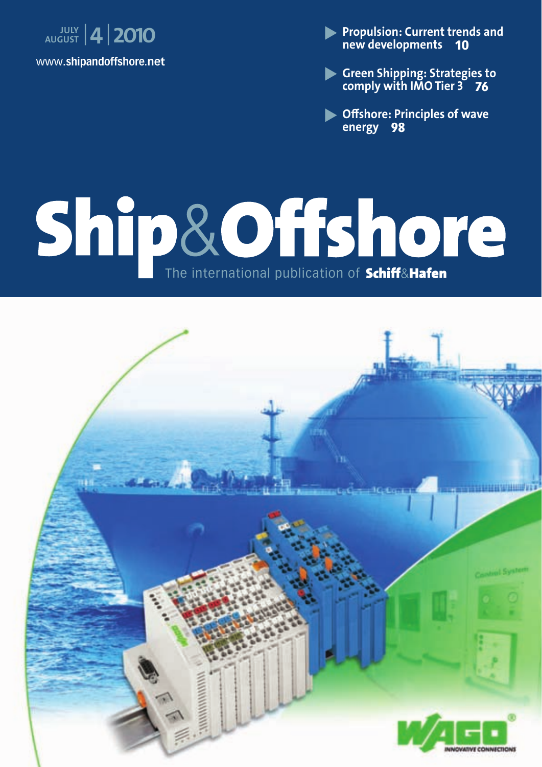JULY AUGUST | 4 | 2010

www.shipandoffshore.net

- Propulsion: Current trends and new developments **10**
- Green Shipping: Strategies to comply with IMO Tier 3 **76**
- Offshore: Principles of wave energy **98**

# Ship&Offshore

The international publication of **Schiff&Hafen**

WAGO INNOVATIVE CONNECTIONS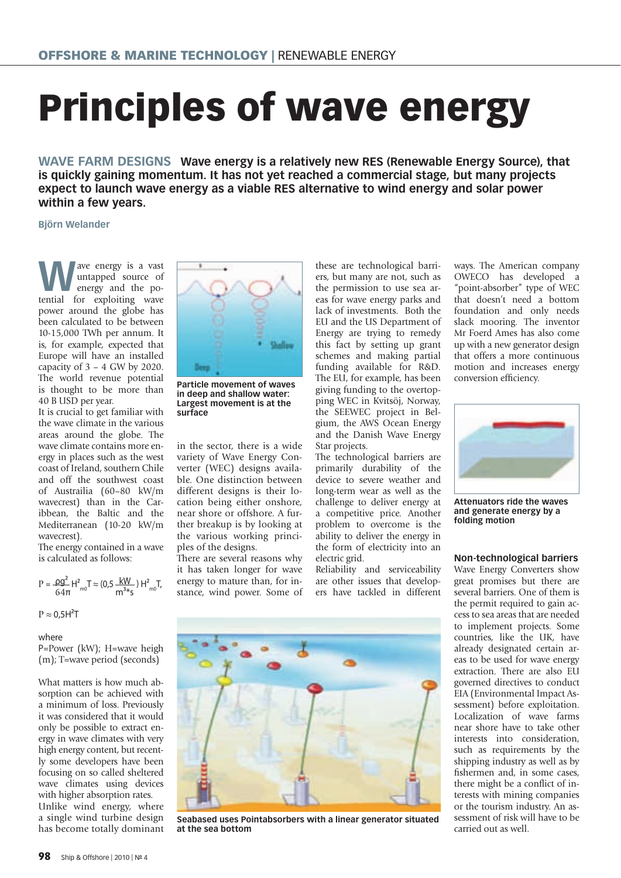# Principles of wave energy

**WAVE FARM DESIGNS** **Wave energy is a relatively new RES (Renewable Energy Source), that is quickly gaining momentum. It has not yet reached a commercial stage, but many projects expect to launch wave energy as a viable RES alternative to wind energy and solar power within a few years.**

**Björn Welander**

Wave energy is a vast untapped source of energy and the potential for exploiting wave power around the globe has been calculated to be between 10-15,000 TWh per annum. It is, for example, expected that Europe will have an installed capacity of 3 – 4 GW by 2020. The world revenue potential is thought to be more than 40 B USD per year.

It is crucial to get familiar with the wave climate in the various areas around the globe. The wave climate contains more energy in places such as the west coast of Ireland, southern Chile and off the southwest coast of Austrailia (60–80 kW/m wavecrest) than in the Caribbean, the Baltic and the Mediterranean (10-20 kW/m wavecrest).

The energy contained in a wave is calculated as follows:

$$P = \frac{\rho g^2}{64\pi} H^2_{m0} T \approx \left(0{,}5 \frac{kW}{m^3 {*} s}\right) H^2_{m0} T,$$

$$P \approx 0{,}5 H^2 T$$

where

P=Power (kW); H=wave heigh (m); T=wave period (seconds)

What matters is how much absorption can be achieved with a minimum of loss. Previously it was considered that it would only be possible to extract energy in wave climates with very high energy content, but recently some developers have been focusing on so called sheltered wave climates using devices with higher absorption rates.

Unlike wind energy, where a single wind turbine design has become totally dominant in the sector, there is a wide variety of Wave Energy Converter (WEC) designs available. One distinction between different designs is their location being either onshore, near shore or offshore. A further breakup is by looking at the various working principles of the designs.

**Particle movement of waves in deep and shallow water: Largest movement is at the surface**

There are several reasons why it has taken longer for wave energy to mature than, for instance, wind power. Some of these are technological barriers, but many are not, such as the permission to use sea areas for wave energy parks and lack of investments. Both the EU and the US Department of Energy are trying to remedy this fact by setting up grant schemes and making partial funding available for R&D. The EU, for example, has been giving funding to the overtopping WEC in Kvitsöj, Norway, the SEEWEC project in Belgium, the AWS Ocean Energy and the Danish Wave Energy Star projects.

The technological barriers are primarily durability of the device to severe weather and long-term wear as well as the challenge to deliver energy at a competitive price. Another problem to overcome is the ability to deliver the energy in the form of electricity into an electric grid.

Reliability and serviceability are other issues that developers have tackled in different ways. The American company OWECO has developed a "point-absorber" type of WEC that doesn't need a bottom foundation and only needs slack mooring. The inventor Mr Foerd Ames has also come up with a new generator design that offers a more continuous motion and increases energy conversion efficiency.

**Seabased uses Pointabsorbers with a linear generator situated at the sea bottom**

**Attenuators ride the waves and generate energy by a folding motion**

### Non-technological barriers

Wave Energy Converters show great promises but there are several barriers. One of them is the permit required to gain access to sea areas that are needed to implement projects. Some countries, like the UK, have already designated certain areas to be used for wave energy extraction. There are also EU governed directives to conduct EIA (Environmental Impact Assessment) before exploitation. Localization of wave farms near shore have to take other interests into consideration, such as requirements by the shipping industry as well as by fishermen and, in some cases, there might be a conflict of interests with mining companies or the tourism industry. An assessment of risk will have to be carried out as well.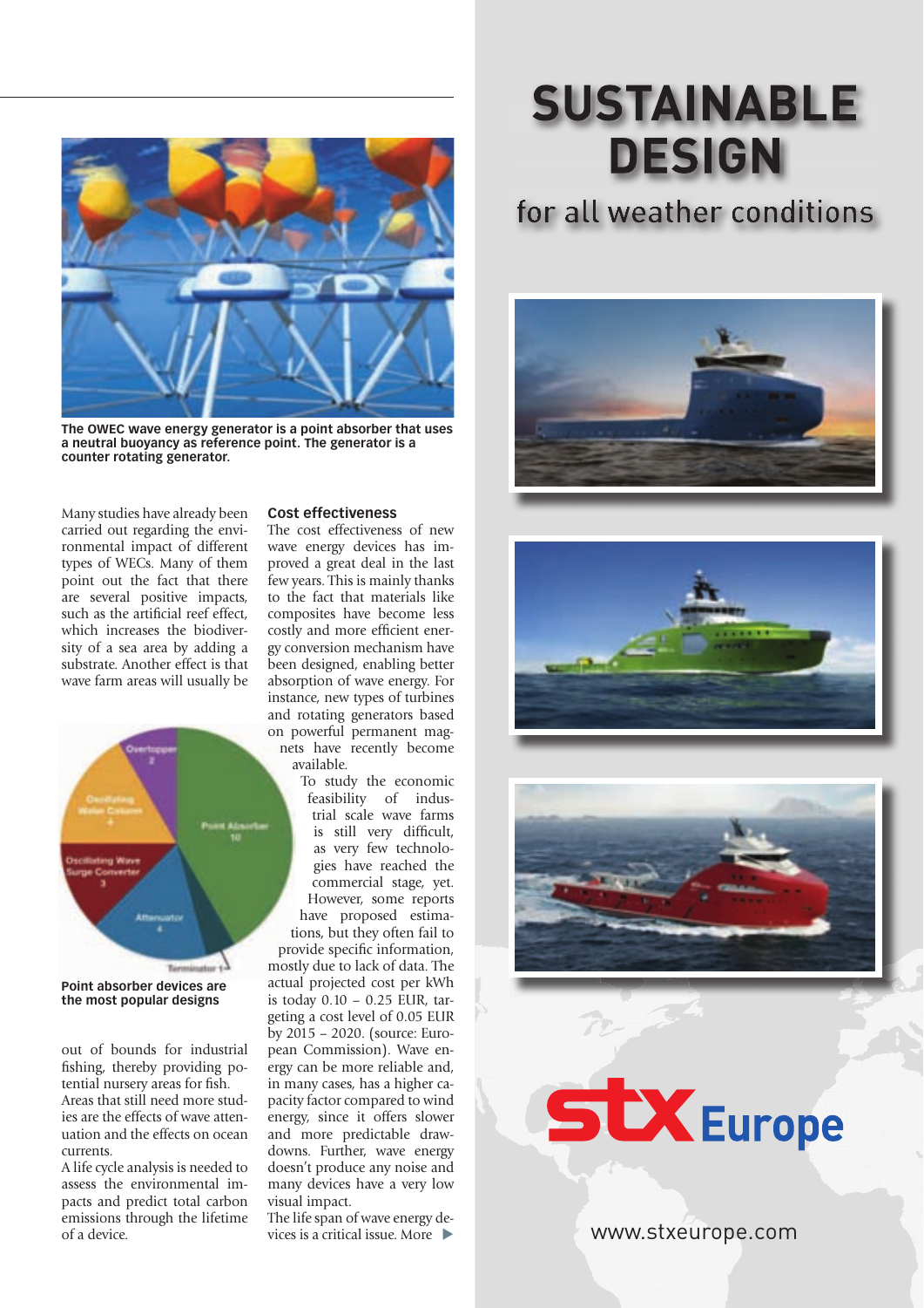The OWEC wave energy generator is a point absorber that uses a neutral buoyancy as reference point. The generator is a counter rotating generator.

Many studies have already been carried out regarding the environmental impact of different types of WECs. Many of them point out the fact that there are several positive impacts, such as the artificial reef effect, which increases the biodiversity of a sea area by adding a substrate. Another effect is that wave farm areas will usually be out of bounds for industrial fishing, thereby providing potential nursery areas for fish.

Areas that still need more studies are the effects of wave attenuation and the effects on ocean currents.

A life cycle analysis is needed to assess the environmental impacts and predict total carbon emissions through the lifetime of a device.

Point absorber devices are the most popular designs

## Cost effectiveness

The cost effectiveness of new wave energy devices has improved a great deal in the last few years. This is mainly thanks to the fact that materials like composites have become less costly and more efficient energy conversion mechanism have been designed, enabling better absorption of wave energy. For instance, new types of turbines and rotating generators based on powerful permanent magnets have recently become available.

To study the economic feasibility of industrial scale wave farms is still very difficult, as very few technologies have reached the commercial stage, yet. However, some reports have proposed estimations, but they often fail to provide specific information, mostly due to lack of data. The actual projected cost per kWh is today 0.10 – 0.25 EUR, targeting a cost level of 0.05 EUR by 2015 – 2020. (source: European Commission). Wave energy can be more reliable and, in many cases, has a higher capacity factor compared to wind energy, since it offers slower and more predictable drawdowns. Further, wave energy doesn't produce any noise and many devices have a very low visual impact.

The life span of wave energy devices is a critical issue. More ▶

# SUSTAINABLE DESIGN

for all weather conditions

stx Europe

www.stxeurope.com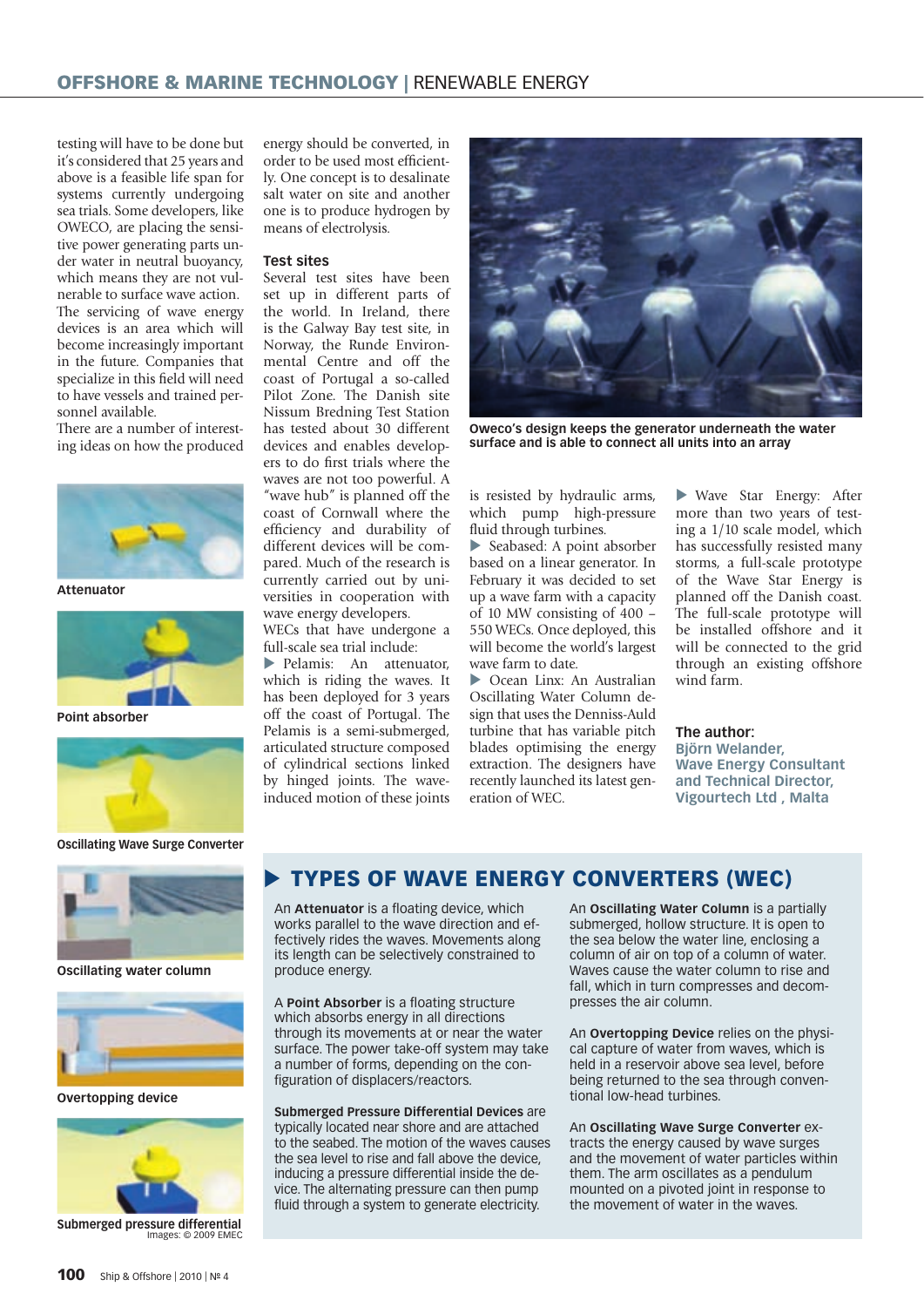testing will have to be done but it's considered that 25 years and above is a feasible life span for systems currently undergoing sea trials. Some developers, like OWECO, are placing the sensitive power generating parts under water in neutral buoyancy, which means they are not vulnerable to surface wave action.

The servicing of wave energy devices is an area which will become increasingly important in the future. Companies that specialize in this field will need to have vessels and trained personnel available.

There are a number of interesting ideas on how the produced energy should be converted, in order to be used most efficiently. One concept is to desalinate salt water on site and another one is to produce hydrogen by means of electrolysis.

### Test sites

Several test sites have been set up in different parts of the world. In Ireland, there is the Galway Bay test site, in Norway, the Runde Environmental Centre and off the coast of Portugal a so-called Pilot Zone. The Danish site Nissum Bredning Test Station has tested about 30 different devices and enables developers to do first trials where the waves are not too powerful. A "wave hub" is planned off the coast of Cornwall where the efficiency and durability of different devices will be compared. Much of the research is currently carried out by universities in cooperation with wave energy developers.

WECs that have undergone a full-scale sea trial include:

- Pelamis: An attenuator, which is riding the waves. It has been deployed for 3 years off the coast of Portugal. The Pelamis is a semi-submerged, articulated structure composed of cylindrical sections linked by hinged joints. The wave-induced motion of these joints is resisted by hydraulic arms, which pump high-pressure fluid through turbines.
- Seabased: A point absorber based on a linear generator. In February it was decided to set up a wave farm with a capacity of 10 MW consisting of 400 – 550 WECs. Once deployed, this will become the world's largest wave farm to date.
- Ocean Linx: An Australian Oscillating Water Column design that uses the Denniss-Auld turbine that has variable pitch blades optimising the energy extraction. The designers have recently launched its latest generation of WEC.
- Wave Star Energy: After more than two years of testing a 1/10 scale model, which has successfully resisted many storms, a full-scale prototype of the Wave Star Energy is planned off the Danish coast. The full-scale prototype will be installed offshore and it will be connected to the grid through an existing offshore wind farm.

Oweco's design keeps the generator underneath the water surface and is able to connect all units into an array

**The author:**
**Björn Welander, Wave Energy Consultant and Technical Director, Vigourtech Ltd , Malta**

Attenuator

Point absorber

Oscillating Wave Surge Converter

Oscillating water column

Overtopping device

Submerged pressure differential

Images: © 2009 EMEC

## TYPES OF WAVE ENERGY CONVERTERS (WEC)

An **Attenuator** is a floating device, which works parallel to the wave direction and effectively rides the waves. Movements along its length can be selectively constrained to produce energy.

A **Point Absorber** is a floating structure which absorbs energy in all directions through its movements at or near the water surface. The power take-off system may take a number of forms, depending on the configuration of displacers/reactors.

**Submerged Pressure Differential Devices** are typically located near shore and are attached to the seabed. The motion of the waves causes the sea level to rise and fall above the device, inducing a pressure differential inside the device. The alternating pressure can then pump fluid through a system to generate electricity.

An **Oscillating Water Column** is a partially submerged, hollow structure. It is open to the sea below the water line, enclosing a column of air on top of a column of water. Waves cause the water column to rise and fall, which in turn compresses and decompresses the air column.

An **Overtopping Device** relies on the physical capture of water from waves, which is held in a reservoir above sea level, before being returned to the sea through conventional low-head turbines.

An **Oscillating Wave Surge Converter** extracts the energy caused by wave surges and the movement of water particles within them. The arm oscillates as a pendulum mounted on a pivoted joint in response to the movement of water in the waves.